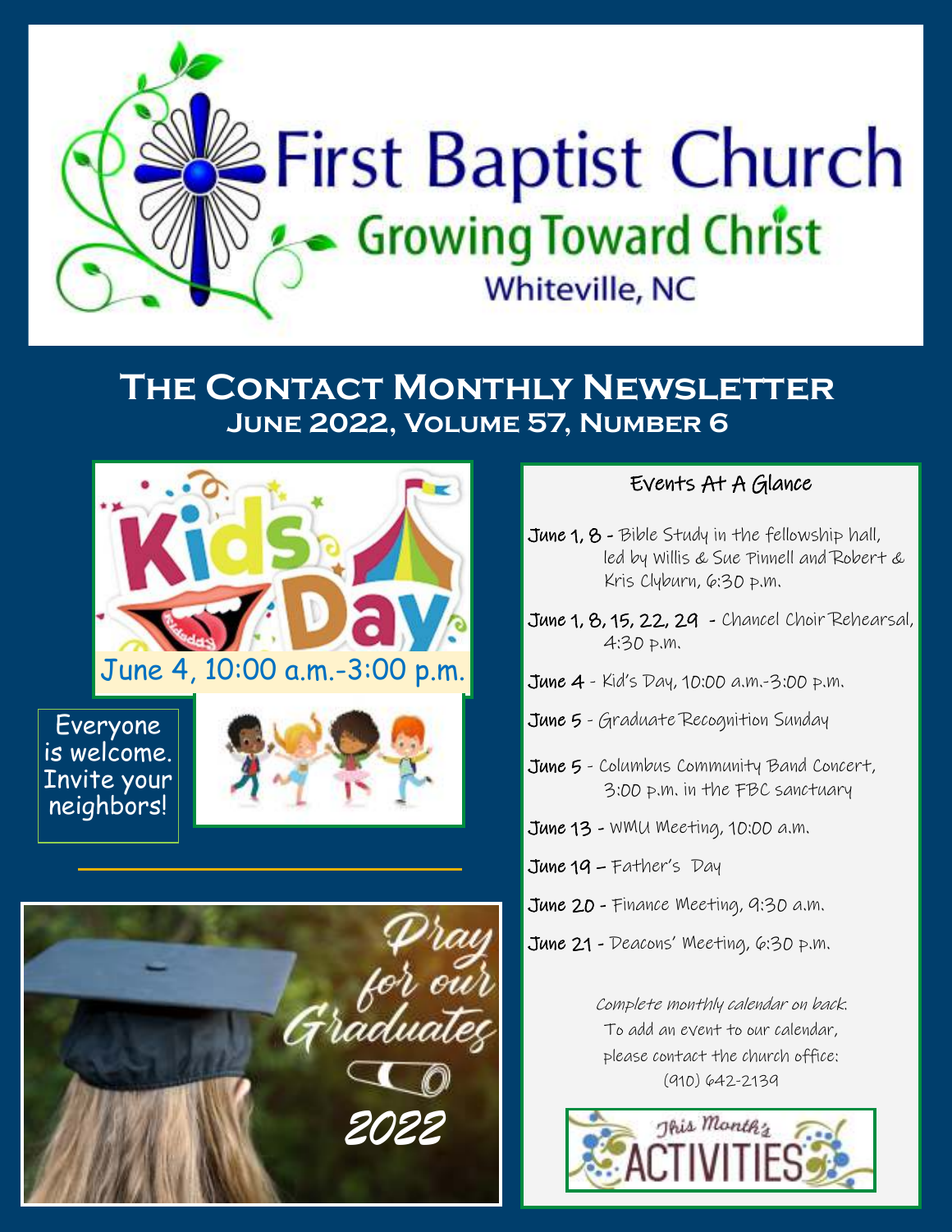# First Baptist Church

## Growing Toward Christ

Whiteville, NC

## The Contact Monthly Newsletter

### June 2022, Volume 57, Number 6

Kids Day

June 4, 10:00 a.m.-3:00 p.m.

Everyone is welcome. Invite your neighbors!

Pray for our Graduates 2022

### Events At A Glance

**June 1, 8** - Bible Study in the fellowship hall, led by Willis & Sue Pinnell and Robert & Kris Clyburn, 6:30 p.m.

**June 1, 8, 15, 22, 29** - Chancel Choir Rehearsal, 4:30 p.m.

**June 4** - Kid's Day, 10:00 a.m.-3:00 p.m.

**June 5** - Graduate Recognition Sunday

**June 5** - Columbus Community Band Concert, 3:00 p.m. in the FBC sanctuary

**June 13** - WMU Meeting, 10:00 a.m.

**June 19** – Father's Day

**June 20** - Finance Meeting, 9:30 a.m.

**June 21** - Deacons' Meeting, 6:30 p.m.

*Complete monthly calendar on back.*

To add an event to our calendar, please contact the church office: (910) 642-2139

This Month's ACTIVITIES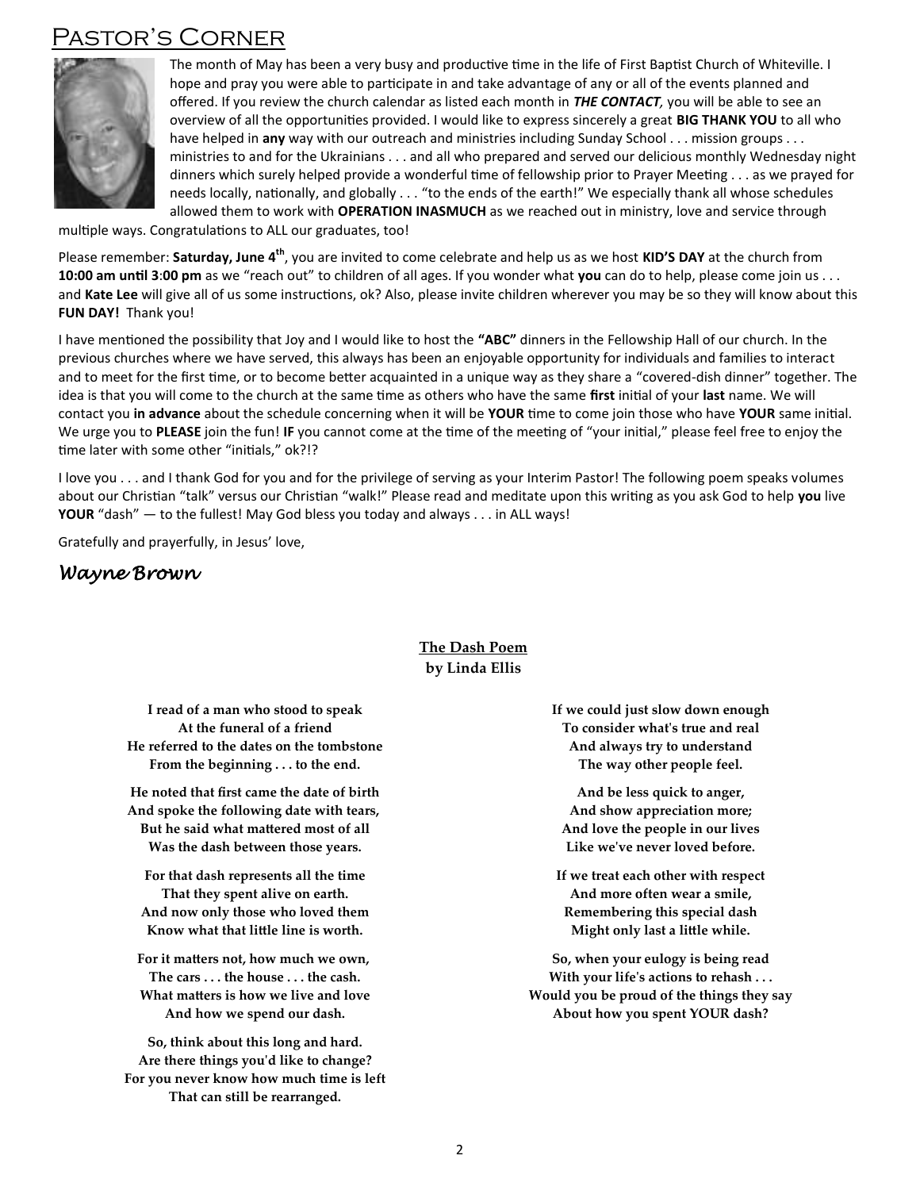# Pastor's Corner

The month of May has been a very busy and productive time in the life of First Baptist Church of Whiteville. I hope and pray you were able to participate in and take advantage of any or all of the events planned and offered. If you review the church calendar as listed each month in ***THE CONTACT,*** you will be able to see an overview of all the opportunities provided. I would like to express sincerely a great **BIG THANK YOU** to all who have helped in **any** way with our outreach and ministries including Sunday School . . . mission groups . . . ministries to and for the Ukrainians . . . and all who prepared and served our delicious monthly Wednesday night dinners which surely helped provide a wonderful time of fellowship prior to Prayer Meeting . . . as we prayed for needs locally, nationally, and globally . . . "to the ends of the earth!" We especially thank all whose schedules allowed them to work with **OPERATION INASMUCH** as we reached out in ministry, love and service through multiple ways. Congratulations to ALL our graduates, too!

Please remember: **Saturday, June 4th**, you are invited to come celebrate and help us as we host **KID'S DAY** at the church from **10:00 am until 3:00 pm** as we "reach out" to children of all ages. If you wonder what **you** can do to help, please come join us . . . and **Kate Lee** will give all of us some instructions, ok? Also, please invite children wherever you may be so they will know about this **FUN DAY!** Thank you!

I have mentioned the possibility that Joy and I would like to host the **"ABC"** dinners in the Fellowship Hall of our church. In the previous churches where we have served, this always has been an enjoyable opportunity for individuals and families to interact and to meet for the first time, or to become better acquainted in a unique way as they share a "covered-dish dinner" together. The idea is that you will come to the church at the same time as others who have the same **first** initial of your **last** name. We will contact you **in advance** about the schedule concerning when it will be **YOUR** time to come join those who have **YOUR** same initial. We urge you to **PLEASE** join the fun! **IF** you cannot come at the time of the meeting of "your initial," please feel free to enjoy the time later with some other "initials," ok?!?

I love you . . . and I thank God for you and for the privilege of serving as your Interim Pastor! The following poem speaks volumes about our Christian "talk" versus our Christian "walk!" Please read and meditate upon this writing as you ask God to help **you** live **YOUR** "dash" — to the fullest! May God bless you today and always . . . in ALL ways!

Gratefully and prayerfully, in Jesus' love,

*Wayne Brown*

**The Dash Poem**
**by Linda Ellis**

**I read of a man who stood to speak**
**At the funeral of a friend**
**He referred to the dates on the tombstone**
**From the beginning . . . to the end.**

**He noted that first came the date of birth**
**And spoke the following date with tears,**
**But he said what mattered most of all**
**Was the dash between those years.**

**For that dash represents all the time**
**That they spent alive on earth.**
**And now only those who loved them**
**Know what that little line is worth.**

**For it matters not, how much we own,**
**The cars . . . the house . . . the cash.**
**What matters is how we live and love**
**And how we spend our dash.**

**So, think about this long and hard.**
**Are there things you'd like to change?**
**For you never know how much time is left**
**That can still be rearranged.**

**If we could just slow down enough**
**To consider what's true and real**
**And always try to understand**
**The way other people feel.**

**And be less quick to anger,**
**And show appreciation more;**
**And love the people in our lives**
**Like we've never loved before.**

**If we treat each other with respect**
**And more often wear a smile,**
**Remembering this special dash**
**Might only last a little while.**

**So, when your eulogy is being read**
**With your life's actions to rehash . . .**
**Would you be proud of the things they say**
**About how you spent YOUR dash?**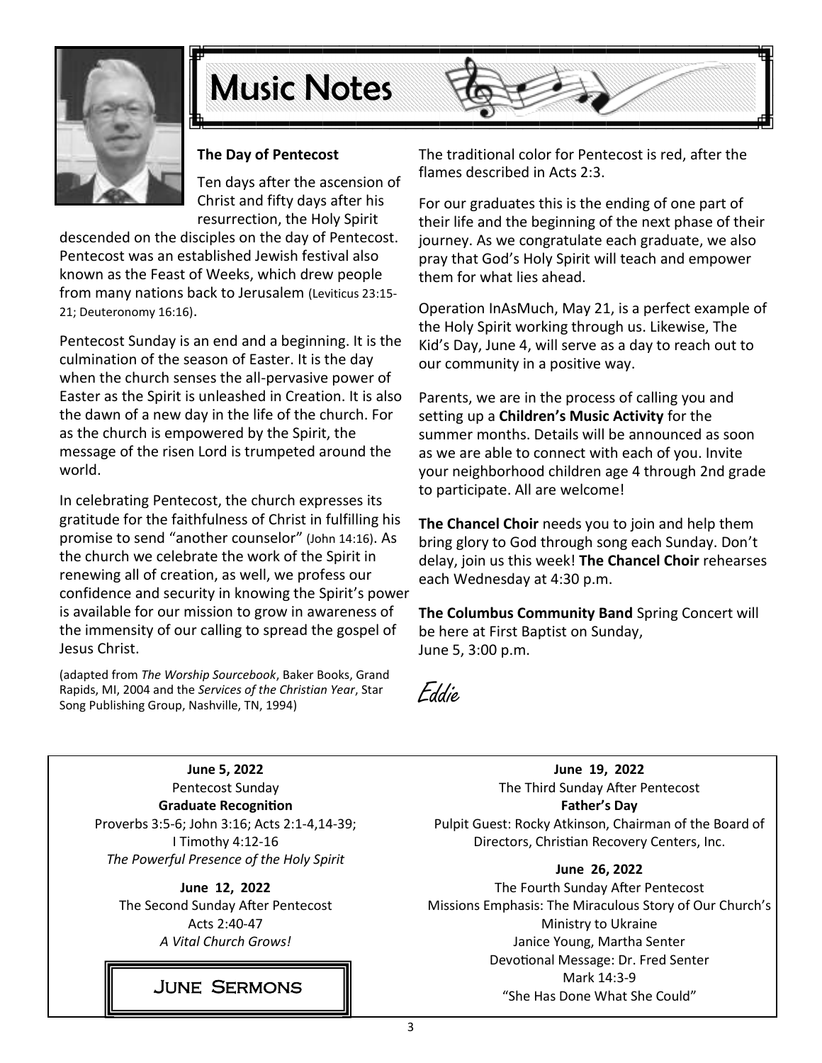# Music Notes

### The Day of Pentecost

Ten days after the ascension of Christ and fifty days after his resurrection, the Holy Spirit descended on the disciples on the day of Pentecost. Pentecost was an established Jewish festival also known as the Feast of Weeks, which drew people from many nations back to Jerusalem (Leviticus 23:15-21; Deuteronomy 16:16).

Pentecost Sunday is an end and a beginning. It is the culmination of the season of Easter. It is the day when the church senses the all-pervasive power of Easter as the Spirit is unleashed in Creation. It is also the dawn of a new day in the life of the church. For as the church is empowered by the Spirit, the message of the risen Lord is trumpeted around the world.

In celebrating Pentecost, the church expresses its gratitude for the faithfulness of Christ in fulfilling his promise to send "another counselor" (John 14:16). As the church we celebrate the work of the Spirit in renewing all of creation, as well, we profess our confidence and security in knowing the Spirit's power is available for our mission to grow in awareness of the immensity of our calling to spread the gospel of Jesus Christ.

(adapted from *The Worship Sourcebook*, Baker Books, Grand Rapids, MI, 2004 and the *Services of the Christian Year*, Star Song Publishing Group, Nashville, TN, 1994)

The traditional color for Pentecost is red, after the flames described in Acts 2:3.

For our graduates this is the ending of one part of their life and the beginning of the next phase of their journey. As we congratulate each graduate, we also pray that God's Holy Spirit will teach and empower them for what lies ahead.

Operation InAsMuch, May 21, is a perfect example of the Holy Spirit working through us. Likewise, The Kid's Day, June 4, will serve as a day to reach out to our community in a positive way.

Parents, we are in the process of calling you and setting up a **Children's Music Activity** for the summer months. Details will be announced as soon as we are able to connect with each of you. Invite your neighborhood children age 4 through 2nd grade to participate. All are welcome!

**The Chancel Choir** needs you to join and help them bring glory to God through song each Sunday. Don't delay, join us this week! **The Chancel Choir** rehearses each Wednesday at 4:30 p.m.

**The Columbus Community Band** Spring Concert will be here at First Baptist on Sunday, June 5, 3:00 p.m.

*Eddie*

## June Sermons

**June 5, 2022**
Pentecost Sunday
**Graduate Recognition**
Proverbs 3:5-6; John 3:16; Acts 2:1-4,14-39; I Timothy 4:12-16
*The Powerful Presence of the Holy Spirit*

**June 12, 2022**
The Second Sunday After Pentecost
Acts 2:40-47
*A Vital Church Grows!*

**June 19, 2022**
The Third Sunday After Pentecost
**Father's Day**
Pulpit Guest: Rocky Atkinson, Chairman of the Board of Directors, Christian Recovery Centers, Inc.

**June 26, 2022**
The Fourth Sunday After Pentecost
Missions Emphasis: The Miraculous Story of Our Church's Ministry to Ukraine
Janice Young, Martha Senter
Devotional Message: Dr. Fred Senter
Mark 14:3-9
"She Has Done What She Could"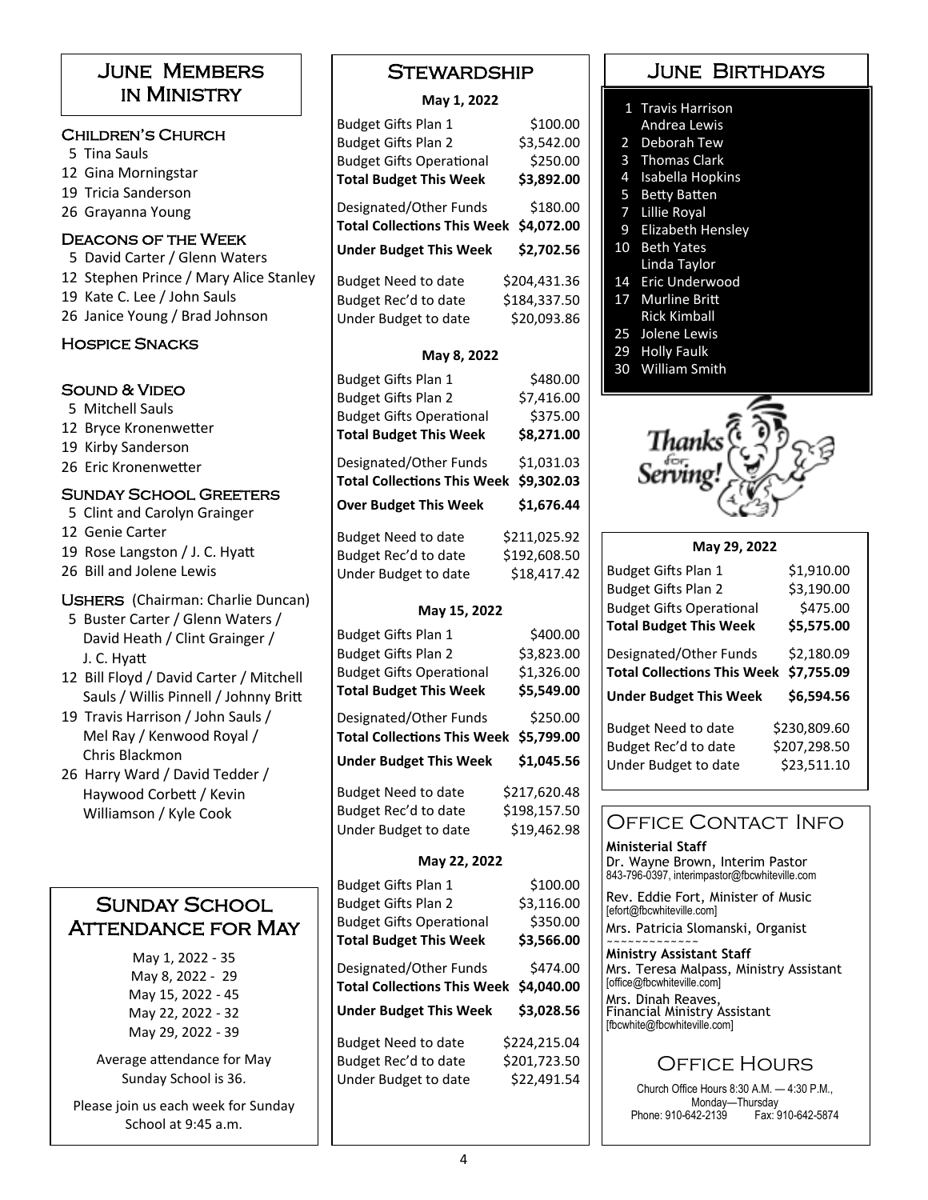## June Members in Ministry

### Children's Church

5 Tina Sauls
12 Gina Morningstar
19 Tricia Sanderson
26 Grayanna Young

### Deacons of the Week

5 David Carter / Glenn Waters
12 Stephen Prince / Mary Alice Stanley
19 Kate C. Lee / John Sauls
26 Janice Young / Brad Johnson

### Hospice Snacks

### Sound & Video

5 Mitchell Sauls
12 Bryce Kronenwetter
19 Kirby Sanderson
26 Eric Kronenwetter

### Sunday School Greeters

5 Clint and Carolyn Grainger
12 Genie Carter
19 Rose Langston / J. C. Hyatt
26 Bill and Jolene Lewis

### Ushers (Chairman: Charlie Duncan)

5 Buster Carter / Glenn Waters / David Heath / Clint Grainger / J. C. Hyatt
12 Bill Floyd / David Carter / Mitchell Sauls / Willis Pinnell / Johnny Britt
19 Travis Harrison / John Sauls / Mel Ray / Kenwood Royal / Chris Blackmon
26 Harry Ward / David Tedder / Haywood Corbett / Kevin Williamson / Kyle Cook

## Sunday School Attendance for May

May 1, 2022 - 35
May 8, 2022 - 29
May 15, 2022 - 45
May 22, 2022 - 32
May 29, 2022 - 39

Average attendance for May Sunday School is 36.

Please join us each week for Sunday School at 9:45 a.m.

## Stewardship

**May 1, 2022**

| | |
|---|---|
| Budget Gifts Plan 1 | $100.00 |
| Budget Gifts Plan 2 | $3,542.00 |
| Budget Gifts Operational | $250.00 |
| **Total Budget This Week** | **$3,892.00** |
| Designated/Other Funds | $180.00 |
| **Total Collections This Week** | **$4,072.00** |
| **Under Budget This Week** | **$2,702.56** |
| Budget Need to date | $204,431.36 |
| Budget Rec'd to date | $184,337.50 |
| Under Budget to date | $20,093.86 |

**May 8, 2022**

| | |
|---|---|
| Budget Gifts Plan 1 | $480.00 |
| Budget Gifts Plan 2 | $7,416.00 |
| Budget Gifts Operational | $375.00 |
| **Total Budget This Week** | **$8,271.00** |
| Designated/Other Funds | $1,031.03 |
| **Total Collections This Week** | **$9,302.03** |
| **Over Budget This Week** | **$1,676.44** |
| Budget Need to date | $211,025.92 |
| Budget Rec'd to date | $192,608.50 |
| Under Budget to date | $18,417.42 |

**May 15, 2022**

| | |
|---|---|
| Budget Gifts Plan 1 | $400.00 |
| Budget Gifts Plan 2 | $3,823.00 |
| Budget Gifts Operational | $1,326.00 |
| **Total Budget This Week** | **$5,549.00** |
| Designated/Other Funds | $250.00 |
| **Total Collections This Week** | **$5,799.00** |
| **Under Budget This Week** | **$1,045.56** |
| Budget Need to date | $217,620.48 |
| Budget Rec'd to date | $198,157.50 |
| Under Budget to date | $19,462.98 |

**May 22, 2022**

| | |
|---|---|
| Budget Gifts Plan 1 | $100.00 |
| Budget Gifts Plan 2 | $3,116.00 |
| Budget Gifts Operational | $350.00 |
| **Total Budget This Week** | **$3,566.00** |
| Designated/Other Funds | $474.00 |
| **Total Collections This Week** | **$4,040.00** |
| **Under Budget This Week** | **$3,028.56** |
| Budget Need to date | $224,215.04 |
| Budget Rec'd to date | $201,723.50 |
| Under Budget to date | $22,491.54 |

## June Birthdays

1 Travis Harrison
Andrea Lewis
2 Deborah Tew
3 Thomas Clark
4 Isabella Hopkins
5 Betty Batten
7 Lillie Royal
9 Elizabeth Hensley
10 Beth Yates
Linda Taylor
14 Eric Underwood
17 Murline Britt
Rick Kimball
25 Jolene Lewis
29 Holly Faulk
30 William Smith

Thanks for Serving!

**May 29, 2022**

| | |
|---|---|
| Budget Gifts Plan 1 | $1,910.00 |
| Budget Gifts Plan 2 | $3,190.00 |
| Budget Gifts Operational | $475.00 |
| **Total Budget This Week** | **$5,575.00** |
| Designated/Other Funds | $2,180.09 |
| **Total Collections This Week** | **$7,755.09** |
| **Under Budget This Week** | **$6,594.56** |
| Budget Need to date | $230,809.60 |
| Budget Rec'd to date | $207,298.50 |
| Under Budget to date | $23,511.10 |

## Office Contact Info

**Ministerial Staff**
Dr. Wayne Brown, Interim Pastor
843-796-0397, interimpastor@fbcwhiteville.com

Rev. Eddie Fort, Minister of Music
[efort@fbcwhiteville.com]

Mrs. Patricia Slomanski, Organist

~~~~~~~~~~~~~

**Ministry Assistant Staff**
Mrs. Teresa Malpass, Ministry Assistant
[office@fbcwhiteville.com]

Mrs. Dinah Reaves, Financial Ministry Assistant
[fbcwhite@fbcwhiteville.com]

## Office Hours

Church Office Hours 8:30 A.M. — 4:30 P.M., Monday—Thursday
Phone: 910-642-2139 Fax: 910-642-5874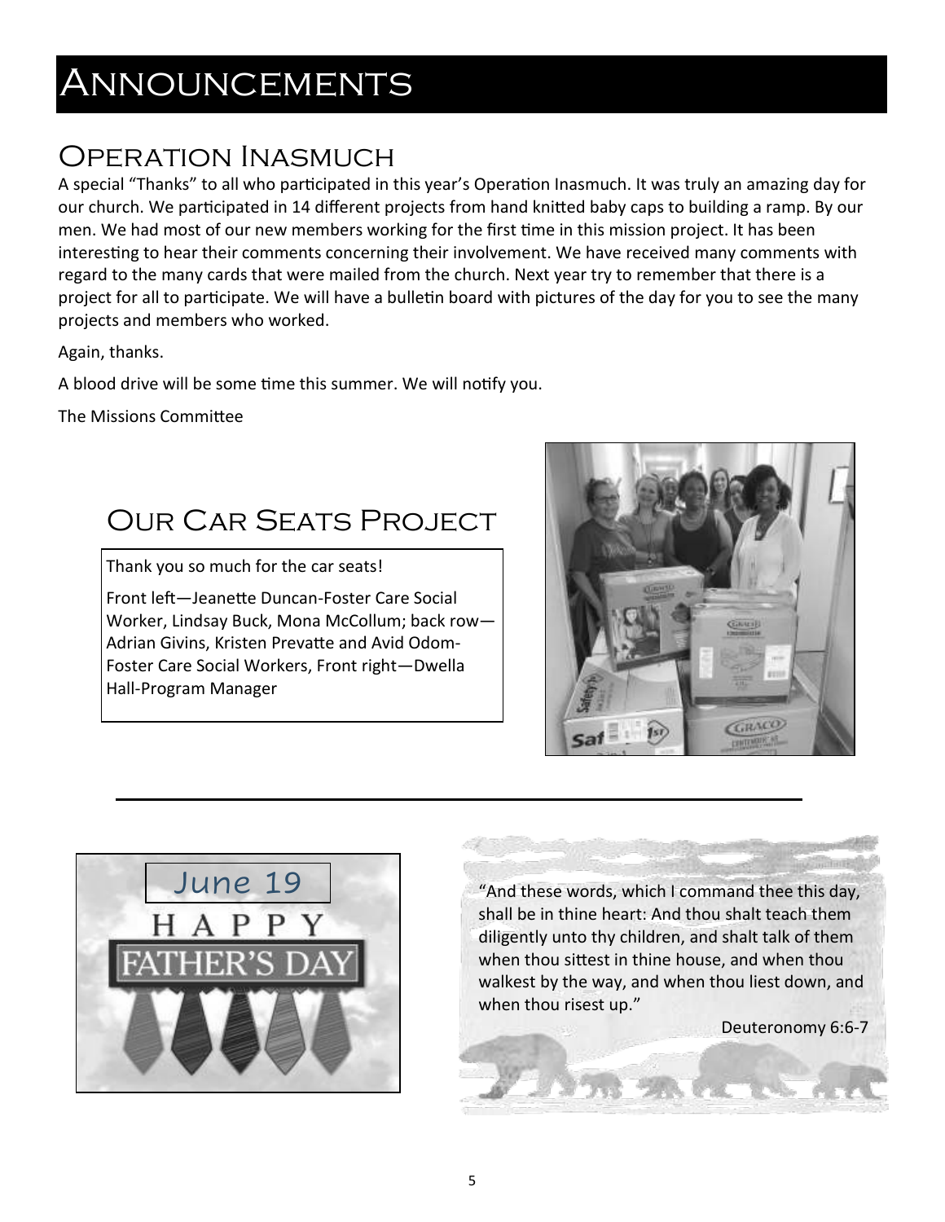# Announcements

## Operation Inasmuch

A special "Thanks" to all who participated in this year's Operation Inasmuch. It was truly an amazing day for our church. We participated in 14 different projects from hand knitted baby caps to building a ramp. By our men. We had most of our new members working for the first time in this mission project. It has been interesting to hear their comments concerning their involvement. We have received many comments with regard to the many cards that were mailed from the church. Next year try to remember that there is a project for all to participate. We will have a bulletin board with pictures of the day for you to see the many projects and members who worked.

Again, thanks.

A blood drive will be some time this summer. We will notify you.

The Missions Committee

## Our Car Seats Project

Thank you so much for the car seats!

Front left—Jeanette Duncan-Foster Care Social Worker, Lindsay Buck, Mona McCollum; back row—Adrian Givins, Kristen Prevatte and Avid Odom-Foster Care Social Workers, Front right—Dwella Hall-Program Manager

June 19

HAPPY FATHER'S DAY

"And these words, which I command thee this day, shall be in thine heart: And thou shalt teach them diligently unto thy children, and shalt talk of them when thou sittest in thine house, and when thou walkest by the way, and when thou liest down, and when thou risest up."

Deuteronomy 6:6-7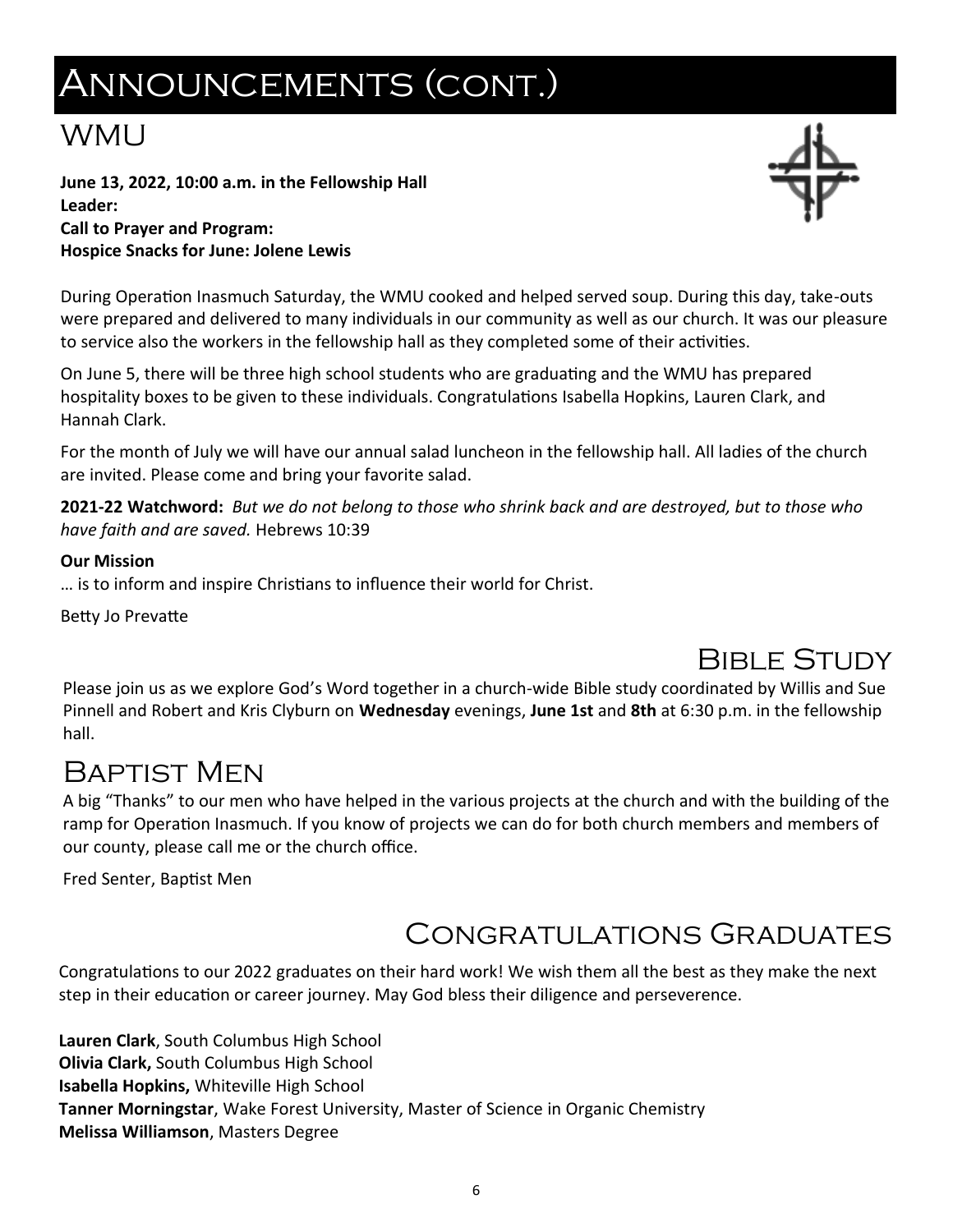# Announcements (cont.)

## WMU

**June 13, 2022, 10:00 a.m. in the Fellowship Hall**
**Leader:**
**Call to Prayer and Program:**
**Hospice Snacks for June: Jolene Lewis**

During Operation Inasmuch Saturday, the WMU cooked and helped served soup. During this day, take-outs were prepared and delivered to many individuals in our community as well as our church. It was our pleasure to service also the workers in the fellowship hall as they completed some of their activities.

On June 5, there will be three high school students who are graduating and the WMU has prepared hospitality boxes to be given to these individuals. Congratulations Isabella Hopkins, Lauren Clark, and Hannah Clark.

For the month of July we will have our annual salad luncheon in the fellowship hall. All ladies of the church are invited. Please come and bring your favorite salad.

**2021-22 Watchword:** *But we do not belong to those who shrink back and are destroyed, but to those who have faith and are saved.* Hebrews 10:39

**Our Mission**
… is to inform and inspire Christians to influence their world for Christ.

Betty Jo Prevatte

## Bible Study

Please join us as we explore God's Word together in a church-wide Bible study coordinated by Willis and Sue Pinnell and Robert and Kris Clyburn on **Wednesday** evenings, **June 1st** and **8th** at 6:30 p.m. in the fellowship hall.

## Baptist Men

A big "Thanks" to our men who have helped in the various projects at the church and with the building of the ramp for Operation Inasmuch. If you know of projects we can do for both church members and members of our county, please call me or the church office.

Fred Senter, Baptist Men

## Congratulations Graduates

Congratulations to our 2022 graduates on their hard work! We wish them all the best as they make the next step in their education or career journey. May God bless their diligence and perseverence.

**Lauren Clark**, South Columbus High School
**Olivia Clark,** South Columbus High School
**Isabella Hopkins,** Whiteville High School
**Tanner Morningstar**, Wake Forest University, Master of Science in Organic Chemistry
**Melissa Williamson**, Masters Degree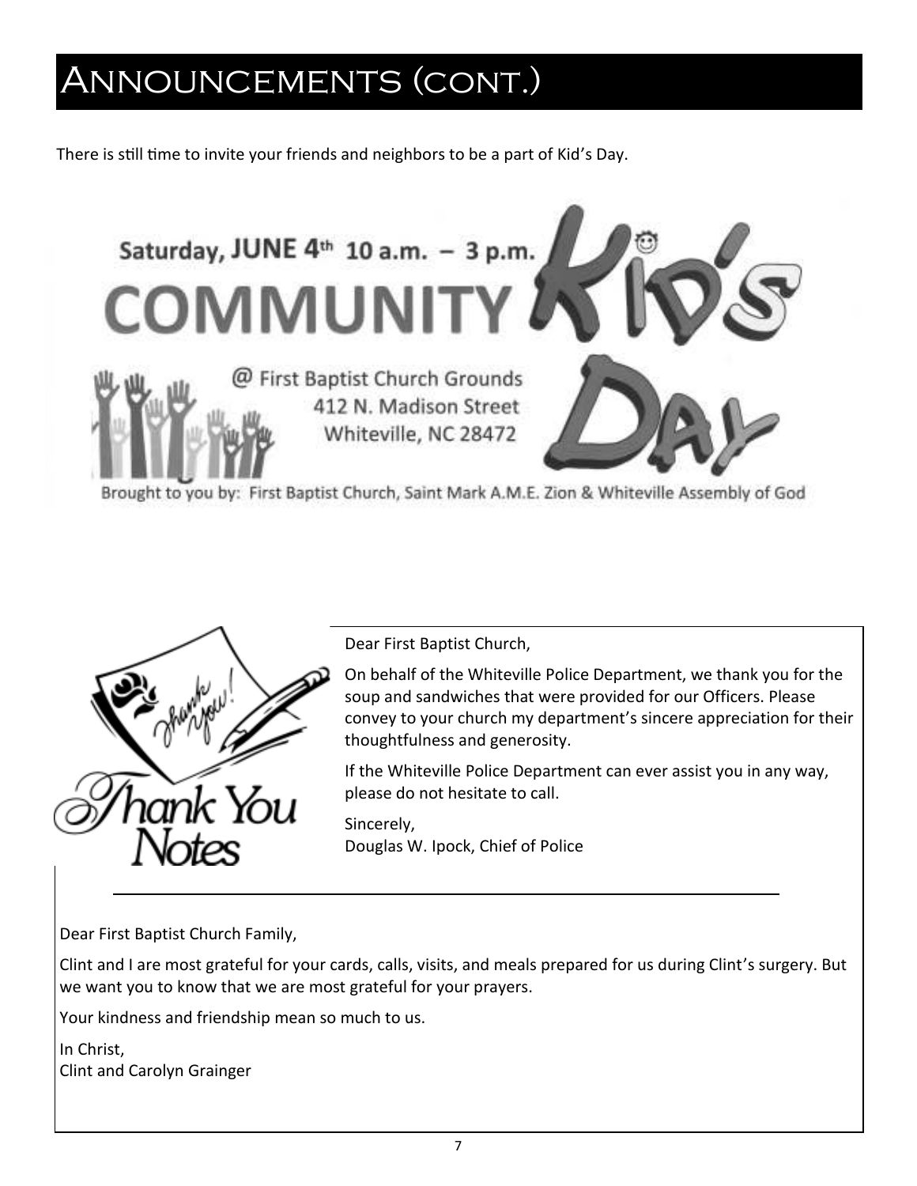# Announcements (cont.)

There is still time to invite your friends and neighbors to be a part of Kid's Day.

Saturday, JUNE 4th 10 a.m. – 3 p.m.

**COMMUNITY KID'S DAY**

@ First Baptist Church Grounds
412 N. Madison Street
Whiteville, NC 28472

Brought to you by: First Baptist Church, Saint Mark A.M.E. Zion & Whiteville Assembly of God

## Thank You Notes

Dear First Baptist Church,

On behalf of the Whiteville Police Department, we thank you for the soup and sandwiches that were provided for our Officers. Please convey to your church my department's sincere appreciation for their thoughtfulness and generosity.

If the Whiteville Police Department can ever assist you in any way, please do not hesitate to call.

Sincerely,
Douglas W. Ipock, Chief of Police

---

Dear First Baptist Church Family,

Clint and I are most grateful for your cards, calls, visits, and meals prepared for us during Clint's surgery. But we want you to know that we are most grateful for your prayers.

Your kindness and friendship mean so much to us.

In Christ,
Clint and Carolyn Grainger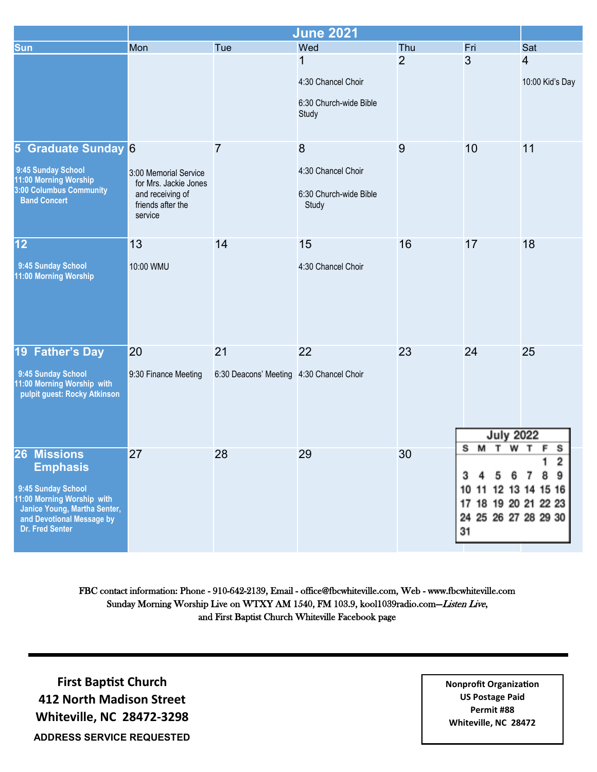| June 2021 | | | | | | |
|---|---|---|---|---|---|---|
| **Sun** | **Mon** | **Tue** | **Wed** | **Thu** | **Fri** | **Sat** |
| | | | 1<br>4:30 Chancel Choir<br>6:30 Church-wide Bible Study | 2 | 3 | 4<br>10:00 Kid's Day |
| **5 Graduate Sunday**<br>9:45 Sunday School<br>11:00 Morning Worship<br>3:00 Columbus Community Band Concert | 6<br>3:00 Memorial Service for Mrs. Jackie Jones and receiving of friends after the service | 7 | 8<br>4:30 Chancel Choir<br>6:30 Church-wide Bible Study | 9 | 10 | 11 |
| **12**<br>9:45 Sunday School<br>11:00 Morning Worship | 13<br>10:00 WMU | 14 | 15<br>4:30 Chancel Choir | 16 | 17 | 18 |
| **19 Father's Day**<br>9:45 Sunday School<br>11:00 Morning Worship with pulpit guest: Rocky Atkinson | 20<br>9:30 Finance Meeting | 21<br>6:30 Deacons' Meeting | 22<br>4:30 Chancel Choir | 23 | 24 | 25 |
| **26 Missions Emphasis**<br>9:45 Sunday School<br>11:00 Morning Worship with Janice Young, Martha Senter, and Devotional Message by Dr. Fred Senter | 27 | 28 | 29 | 30 | | |

| July 2022 | | | | | | |
|---|---|---|---|---|---|---|
| S | M | T | W | T | F | S |
| | | | | | 1 | 2 |
| 3 | 4 | 5 | 6 | 7 | 8 | 9 |
| 10 | 11 | 12 | 13 | 14 | 15 | 16 |
| 17 | 18 | 19 | 20 | 21 | 22 | 23 |
| 24 | 25 | 26 | 27 | 28 | 29 | 30 |
| 31 | | | | | | |

FBC contact information: Phone - 910-642-2139, Email - office@fbcwhiteville.com, Web - www.fbcwhiteville.com
Sunday Morning Worship Live on WTXY AM 1540, FM 103.9, kool1039radio.com—*Listen Live*,
and First Baptist Church Whiteville Facebook page

---

**First Baptist Church**
**412 North Madison Street**
**Whiteville, NC 28472-3298**

**ADDRESS SERVICE REQUESTED**

**Nonprofit Organization**
**US Postage Paid**
**Permit #88**
**Whiteville, NC 28472**